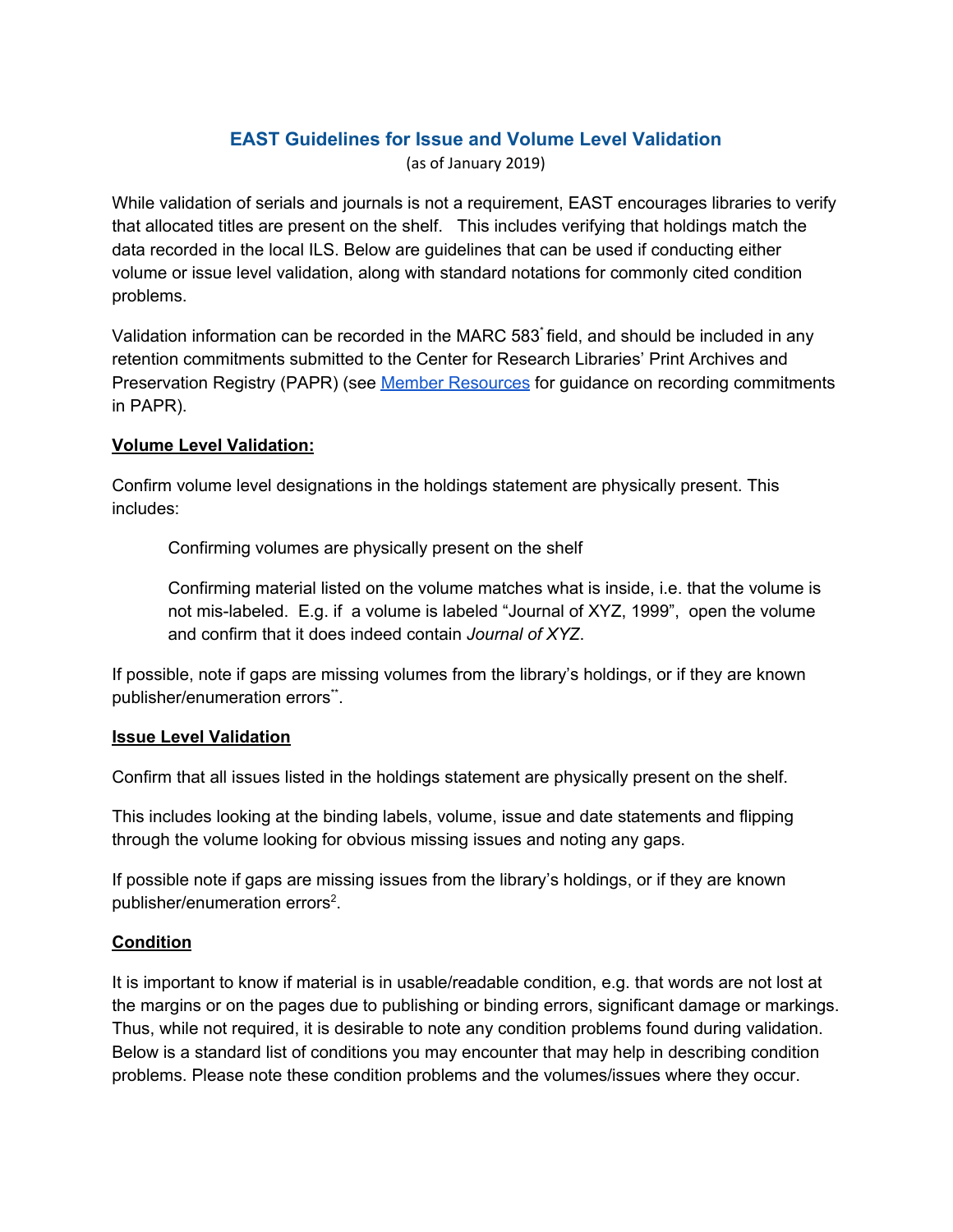# EAST Guidelines for Issue and Volume Level Validation

(as of January 2019)

While validation of serials and journals is not a requirement, EAST encourages libraries to verify that allocated titles are present on the shelf. This includes verifying that holdings match the data recorded in the local ILS. Below are guidelines that can be used if conducting either volume or issue level validation, along with standard notations for commonly cited condition problems.

Validation information can be recorded in the MARC 583[*] field, and should be included in any retention commitments submitted to the Center for Research Libraries' Print Archives and Preservation Registry (PAPR) (see [Member Resources] for guidance on recording commitments in PAPR).

**Volume Level Validation:**

Confirm volume level designations in the holdings statement are physically present. This includes:

> Confirming volumes are physically present on the shelf
>
> Confirming material listed on the volume matches what is inside, i.e. that the volume is not mis-labeled. E.g. if a volume is labeled "Journal of XYZ, 1999", open the volume and confirm that it does indeed contain *Journal of XYZ*.

If possible, note if gaps are missing volumes from the library's holdings, or if they are known publisher/enumeration errors[**].

**Issue Level Validation**

Confirm that all issues listed in the holdings statement are physically present on the shelf.

This includes looking at the binding labels, volume, issue and date statements and flipping through the volume looking for obvious missing issues and noting any gaps.

If possible note if gaps are missing issues from the library's holdings, or if they are known publisher/enumeration errors[2].

**Condition**

It is important to know if material is in usable/readable condition, e.g. that words are not lost at the margins or on the pages due to publishing or binding errors, significant damage or markings. Thus, while not required, it is desirable to note any condition problems found during validation. Below is a standard list of conditions you may encounter that may help in describing condition problems. Please note these condition problems and the volumes/issues where they occur.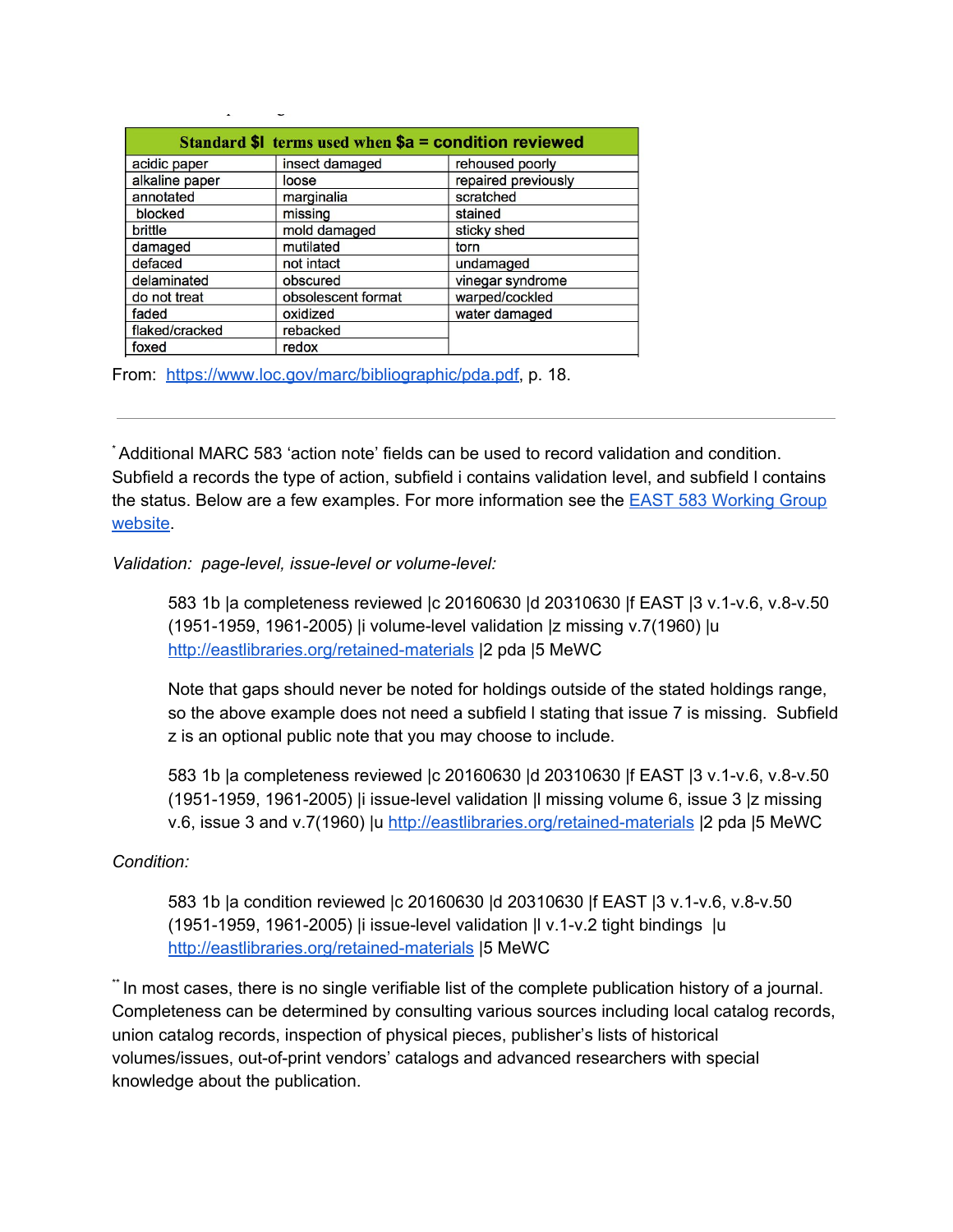| Standard $l terms used when $a = condition reviewed | | |
|---|---|---|
| acidic paper | insect damaged | rehoused poorly |
| alkaline paper | loose | repaired previously |
| annotated | marginalia | scratched |
| blocked | missing | stained |
| brittle | mold damaged | sticky shed |
| damaged | mutilated | torn |
| defaced | not intact | undamaged |
| delaminated | obscured | vinegar syndrome |
| do not treat | obsolescent format | warped/cockled |
| faded | oxidized | water damaged |
| flaked/cracked | rebacked | |
| foxed | redox | |

From: https://www.loc.gov/marc/bibliographic/pda.pdf, p. 18.

---

* Additional MARC 583 'action note' fields can be used to record validation and condition. Subfield a records the type of action, subfield i contains validation level, and subfield l contains the status. Below are a few examples. For more information see the EAST 583 Working Group website.

*Validation: page-level, issue-level or volume-level:*

> 583 1b |a completeness reviewed |c 20160630 |d 20310630 |f EAST |3 v.1-v.6, v.8-v.50 (1951-1959, 1961-2005) |i volume-level validation |z missing v.7(1960) |u http://eastlibraries.org/retained-materials |2 pda |5 MeWC
>
> Note that gaps should never be noted for holdings outside of the stated holdings range, so the above example does not need a subfield l stating that issue 7 is missing. Subfield z is an optional public note that you may choose to include.
>
> 583 1b |a completeness reviewed |c 20160630 |d 20310630 |f EAST |3 v.1-v.6, v.8-v.50 (1951-1959, 1961-2005) |i issue-level validation |l missing volume 6, issue 3 |z missing v.6, issue 3 and v.7(1960) |u http://eastlibraries.org/retained-materials |2 pda |5 MeWC

*Condition:*

> 583 1b |a condition reviewed |c 20160630 |d 20310630 |f EAST |3 v.1-v.6, v.8-v.50 (1951-1959, 1961-2005) |i issue-level validation |l v.1-v.2 tight bindings |u http://eastlibraries.org/retained-materials |5 MeWC

** In most cases, there is no single verifiable list of the complete publication history of a journal. Completeness can be determined by consulting various sources including local catalog records, union catalog records, inspection of physical pieces, publisher's lists of historical volumes/issues, out-of-print vendors' catalogs and advanced researchers with special knowledge about the publication.